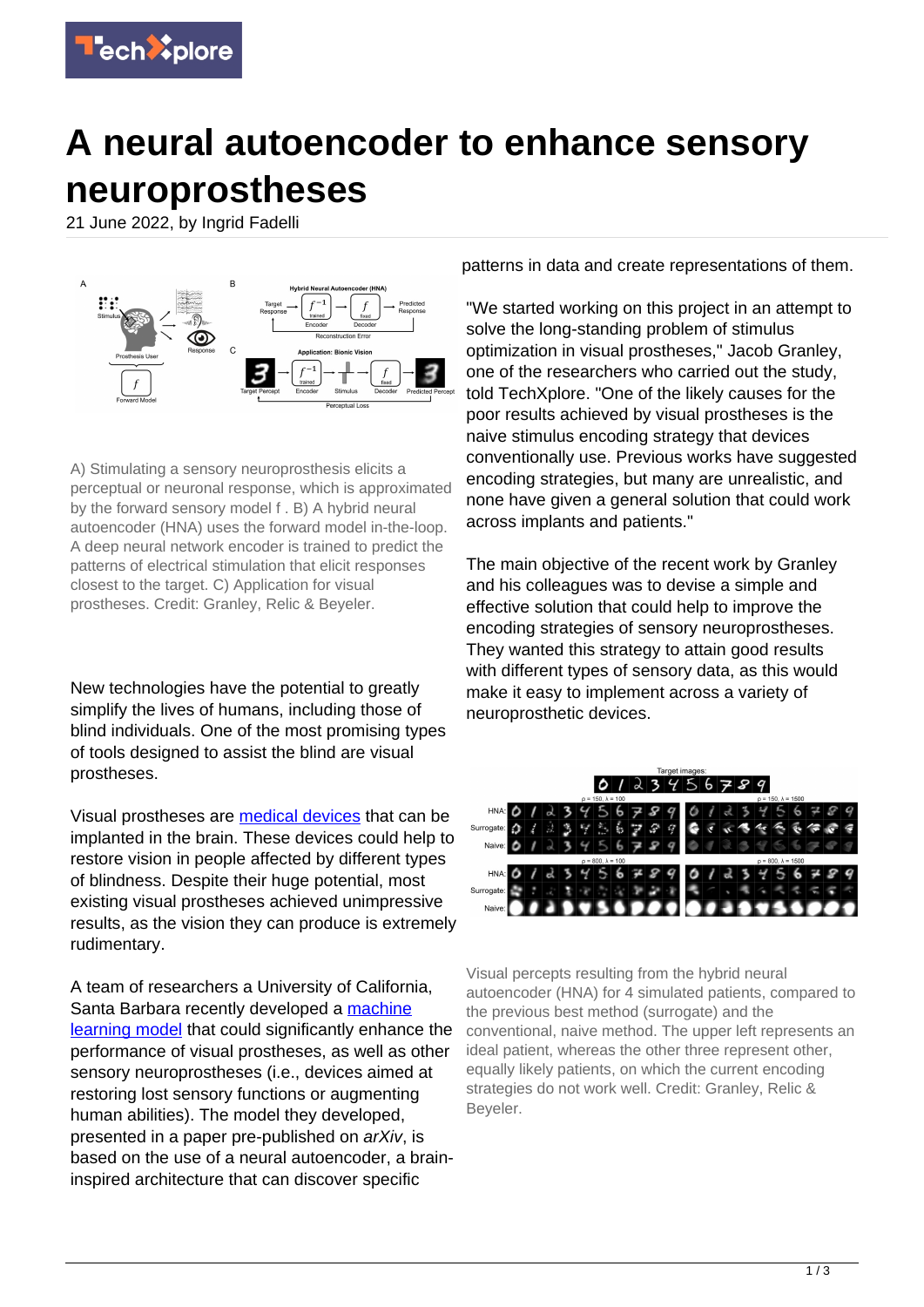# A neural autoencoder to enhance sensory neuroprostheses

21 June 2022, by Ingrid Fadelli

A) Stimulating a sensory neuroprosthesis elicits a perceptual or neuronal response, which is approximated by the forward sensory model f . B) A hybrid neural autoencoder (HNA) uses the forward model in-the-loop. A deep neural network encoder is trained to predict the patterns of electrical stimulation that elicit responses closest to the target. C) Application for visual prostheses. Credit: Granley, Relic & Beyeler.

New technologies have the potential to greatly simplify the lives of humans, including those of blind individuals. One of the most promising types of tools designed to assist the blind are visual prostheses.

Visual prostheses are medical devices that can be implanted in the brain. These devices could help to restore vision in people affected by different types of blindness. Despite their huge potential, most existing visual prostheses achieved unimpressive results, as the vision they can produce is extremely rudimentary.

A team of researchers a University of California, Santa Barbara recently developed a machine learning model that could significantly enhance the performance of visual prostheses, as well as other sensory neuroprostheses (i.e., devices aimed at restoring lost sensory functions or augmenting human abilities). The model they developed, presented in a paper pre-published on *arXiv*, is based on the use of a neural autoencoder, a brain-inspired architecture that can discover specific patterns in data and create representations of them.

"We started working on this project in an attempt to solve the long-standing problem of stimulus optimization in visual prostheses," Jacob Granley, one of the researchers who carried out the study, told TechXplore. "One of the likely causes for the poor results achieved by visual prostheses is the naive stimulus encoding strategy that devices conventionally use. Previous works have suggested encoding strategies, but many are unrealistic, and none have given a general solution that could work across implants and patients."

The main objective of the recent work by Granley and his colleagues was to devise a simple and effective solution that could help to improve the encoding strategies of sensory neuroprostheses. They wanted this strategy to attain good results with different types of sensory data, as this would make it easy to implement across a variety of neuroprosthetic devices.

Visual percepts resulting from the hybrid neural autoencoder (HNA) for 4 simulated patients, compared to the previous best method (surrogate) and the conventional, naive method. The upper left represents an ideal patient, whereas the other three represent other, equally likely patients, on which the current encoding strategies do not work well. Credit: Granley, Relic & Beyeler.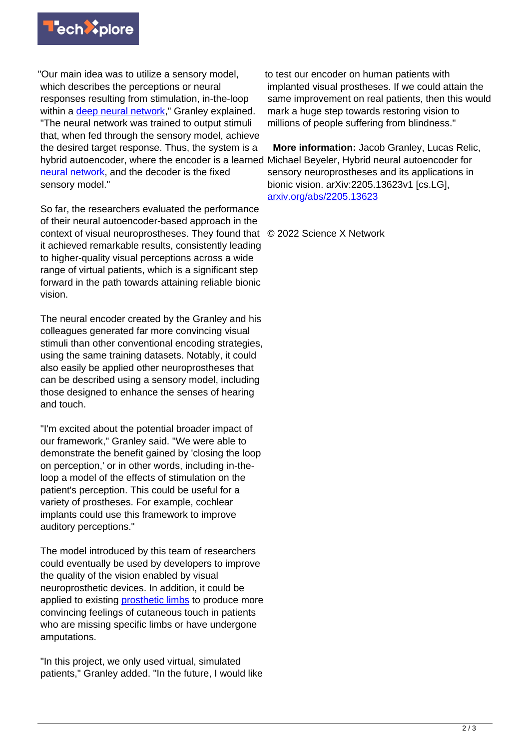"Our main idea was to utilize a sensory model, which describes the perceptions or neural responses resulting from stimulation, in-the-loop within a deep neural network," Granley explained. "The neural network was trained to output stimuli that, when fed through the sensory model, achieve the desired target response. Thus, the system is a hybrid autoencoder, where the encoder is a learned neural network, and the decoder is the fixed sensory model."

So far, the researchers evaluated the performance of their neural autoencoder-based approach in the context of visual neuroprostheses. They found that it achieved remarkable results, consistently leading to higher-quality visual perceptions across a wide range of virtual patients, which is a significant step forward in the path towards attaining reliable bionic vision.

The neural encoder created by the Granley and his colleagues generated far more convincing visual stimuli than other conventional encoding strategies, using the same training datasets. Notably, it could also easily be applied other neuroprostheses that can be described using a sensory model, including those designed to enhance the senses of hearing and touch.

"I'm excited about the potential broader impact of our framework," Granley said. "We were able to demonstrate the benefit gained by 'closing the loop on perception,' or in other words, including in-the-loop a model of the effects of stimulation on the patient's perception. This could be useful for a variety of prostheses. For example, cochlear implants could use this framework to improve auditory perceptions."

The model introduced by this team of researchers could eventually be used by developers to improve the quality of the vision enabled by visual neuroprosthetic devices. In addition, it could be applied to existing prosthetic limbs to produce more convincing feelings of cutaneous touch in patients who are missing specific limbs or have undergone amputations.

"In this project, we only used virtual, simulated patients," Granley added. "In the future, I would like to test our encoder on human patients with implanted visual prostheses. If we could attain the same improvement on real patients, then this would mark a huge step towards restoring vision to millions of people suffering from blindness."

**More information:** Jacob Granley, Lucas Relic, Michael Beyeler, Hybrid neural autoencoder for sensory neuroprostheses and its applications in bionic vision. arXiv:2205.13623v1 [cs.LG], arxiv.org/abs/2205.13623

© 2022 Science X Network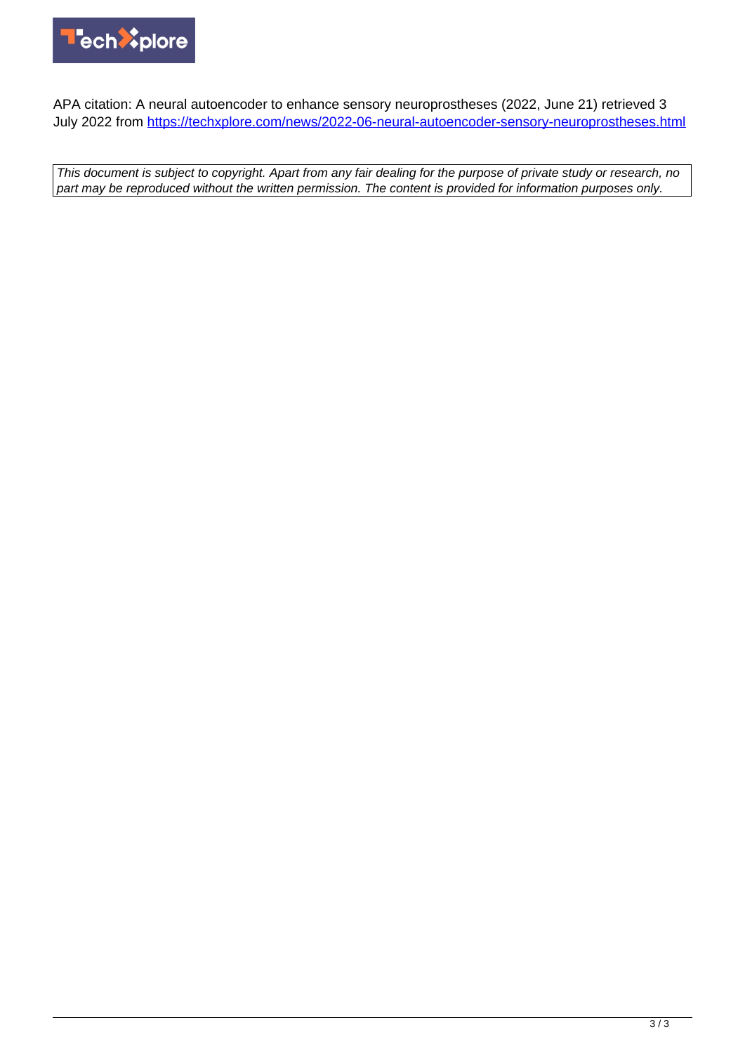APA citation: A neural autoencoder to enhance sensory neuroprostheses (2022, June 21) retrieved 3 July 2022 from https://techxplore.com/news/2022-06-neural-autoencoder-sensory-neuroprostheses.html

*This document is subject to copyright. Apart from any fair dealing for the purpose of private study or research, no part may be reproduced without the written permission. The content is provided for information purposes only.*